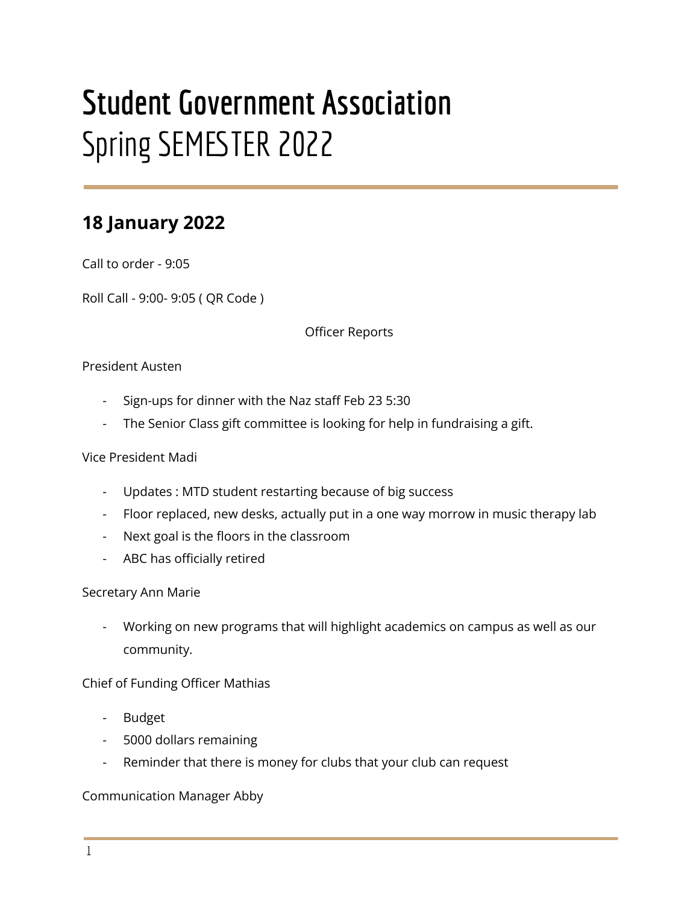# Student Government Association
# Spring SEMESTER 2022

## 18 January 2022

Call to order - 9:05

Roll Call - 9:00- 9:05 ( QR Code )

Officer Reports

President Austen

- Sign-ups for dinner with the Naz staff Feb 23 5:30
- The Senior Class gift committee is looking for help in fundraising a gift.

Vice President Madi

- Updates : MTD student restarting because of big success
- Floor replaced, new desks, actually put in a one way morrow in music therapy lab
- Next goal is the floors in the classroom
- ABC has officially retired

Secretary Ann Marie

- Working on new programs that will highlight academics on campus as well as our community.

Chief of Funding Officer Mathias

- Budget
- 5000 dollars remaining
- Reminder that there is money for clubs that your club can request

Communication Manager Abby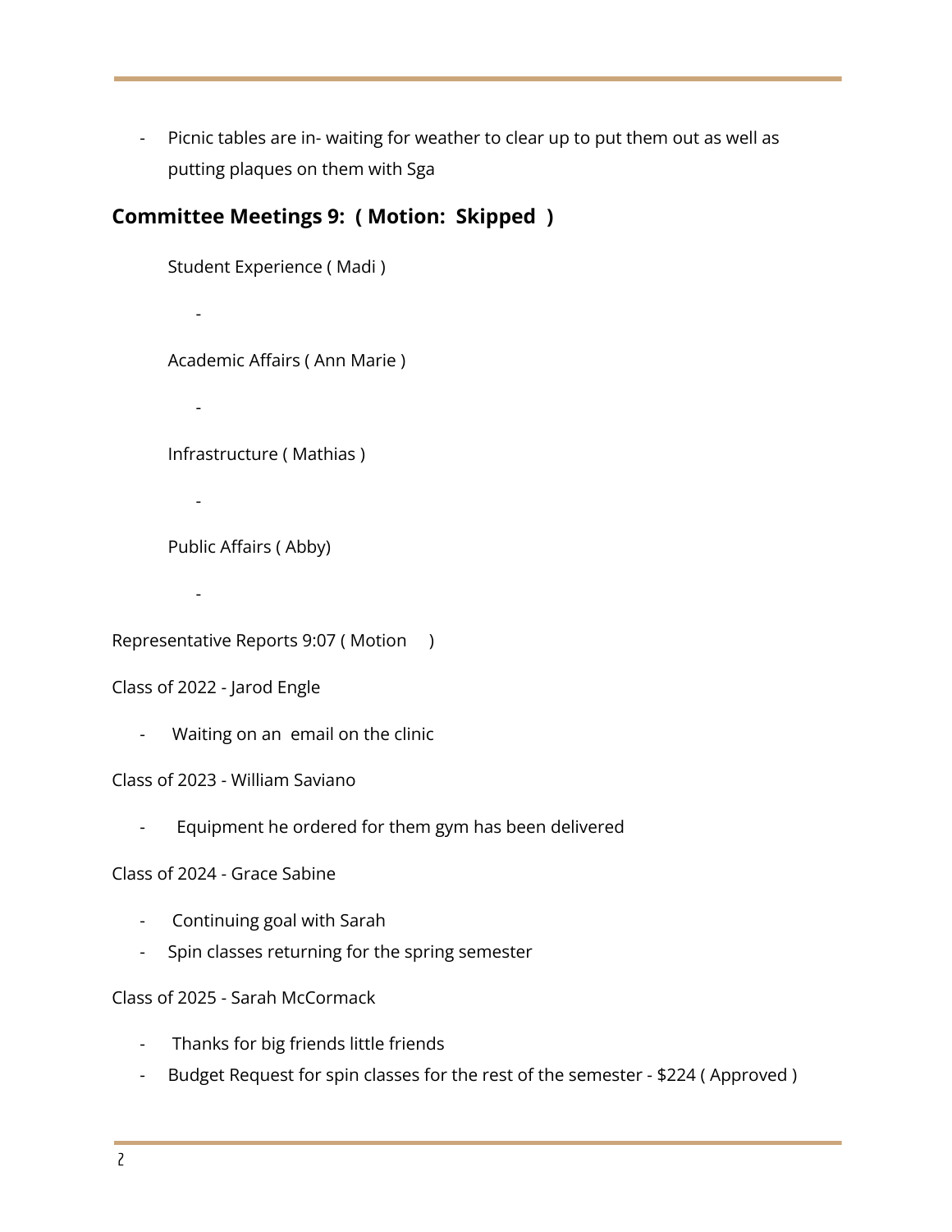- Picnic tables are in- waiting for weather to clear up to put them out as well as putting plaques on them with Sga

## Committee Meetings 9: ( Motion: Skipped )

Student Experience ( Madi )

-

Academic Affairs ( Ann Marie )

-

Infrastructure ( Mathias )

-

Public Affairs ( Abby)

-

Representative Reports 9:07 ( Motion )

Class of 2022 - Jarod Engle

- Waiting on an email on the clinic

Class of 2023 - William Saviano

- Equipment he ordered for them gym has been delivered

Class of 2024 - Grace Sabine

- Continuing goal with Sarah
- Spin classes returning for the spring semester

Class of 2025 - Sarah McCormack

- Thanks for big friends little friends
- Budget Request for spin classes for the rest of the semester - $224 ( Approved )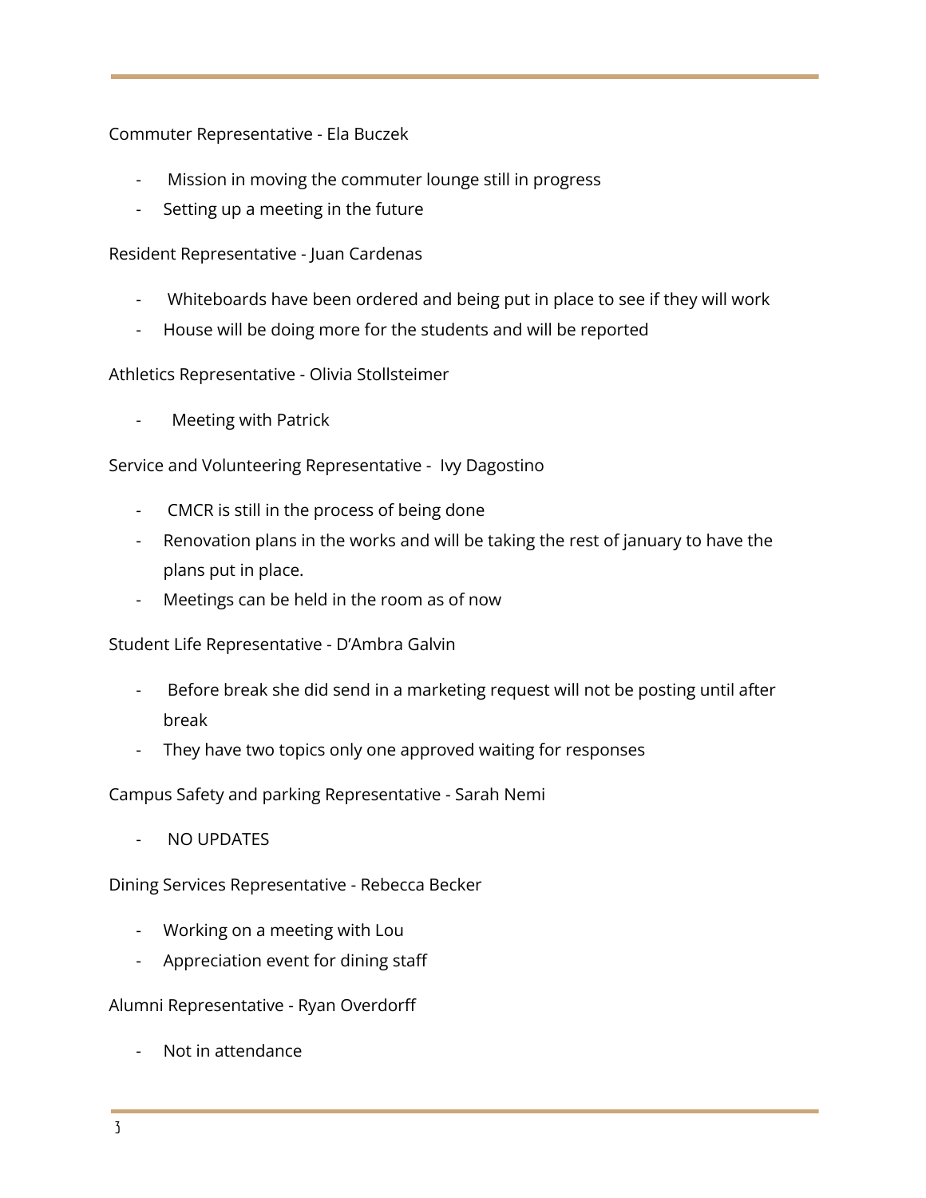Commuter Representative - Ela Buczek

- Mission in moving the commuter lounge still in progress
- Setting up a meeting in the future

Resident Representative - Juan Cardenas

- Whiteboards have been ordered and being put in place to see if they will work
- House will be doing more for the students and will be reported

Athletics Representative - Olivia Stollsteimer

- Meeting with Patrick

Service and Volunteering Representative - Ivy Dagostino

- CMCR is still in the process of being done
- Renovation plans in the works and will be taking the rest of january to have the plans put in place.
- Meetings can be held in the room as of now

Student Life Representative - D'Ambra Galvin

- Before break she did send in a marketing request will not be posting until after break
- They have two topics only one approved waiting for responses

Campus Safety and parking Representative - Sarah Nemi

- NO UPDATES

Dining Services Representative - Rebecca Becker

- Working on a meeting with Lou
- Appreciation event for dining staff

Alumni Representative - Ryan Overdorff

- Not in attendance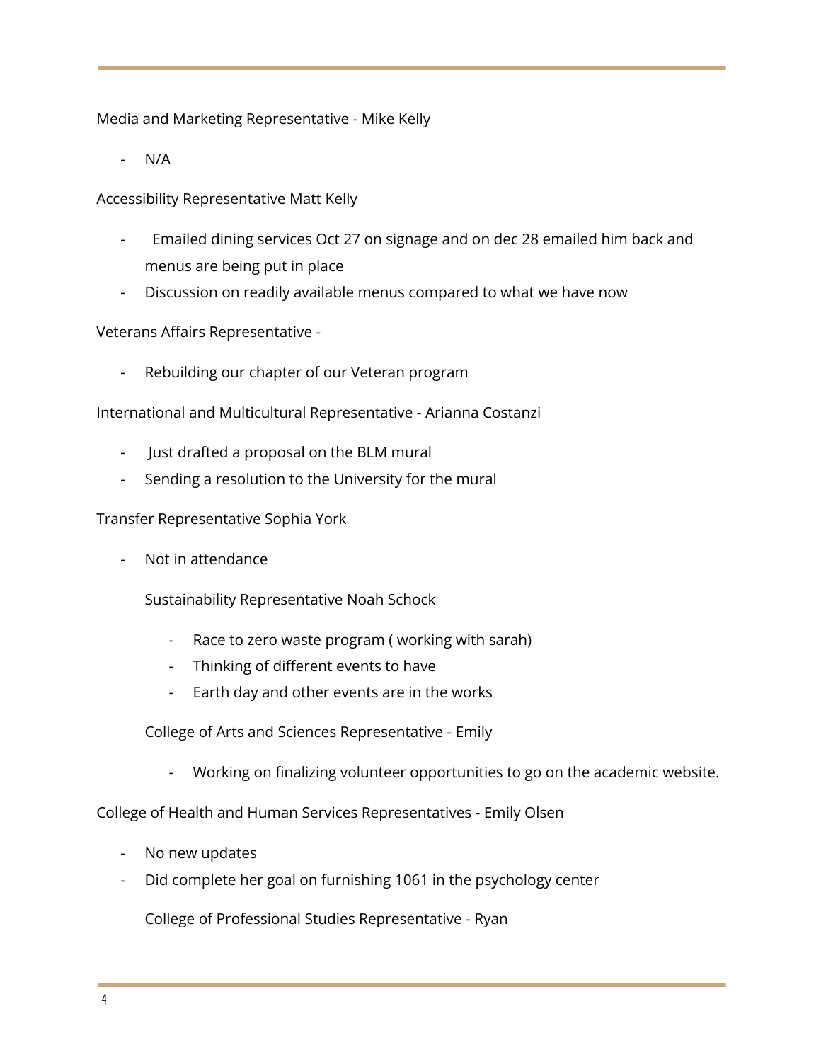Media and Marketing Representative - Mike Kelly

- N/A

Accessibility Representative Matt Kelly

- Emailed dining services Oct 27 on signage and on dec 28 emailed him back and menus are being put in place
- Discussion on readily available menus compared to what we have now

Veterans Affairs Representative -

- Rebuilding our chapter of our Veteran program

International and Multicultural Representative - Arianna Costanzi

- Just drafted a proposal on the BLM mural
- Sending a resolution to the University for the mural

Transfer Representative Sophia York

- Not in attendance

Sustainability Representative Noah Schock

- Race to zero waste program ( working with sarah)
- Thinking of different events to have
- Earth day and other events are in the works

College of Arts and Sciences Representative - Emily

- Working on finalizing volunteer opportunities to go on the academic website.

College of Health and Human Services Representatives - Emily Olsen

- No new updates
- Did complete her goal on furnishing 1061 in the psychology center

College of Professional Studies Representative - Ryan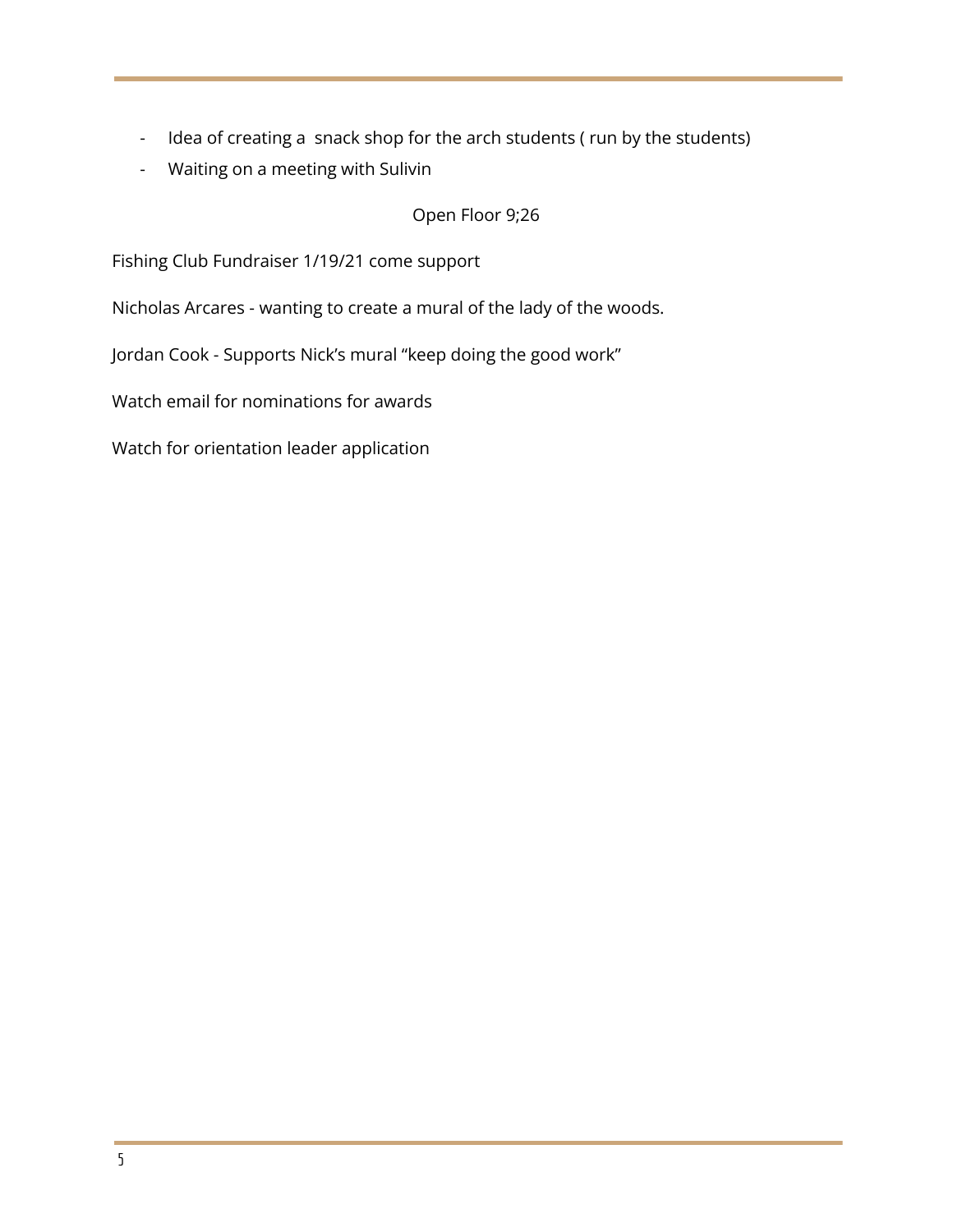- Idea of creating a  snack shop for the arch students ( run by the students)
- Waiting on a meeting with Sulivin

Open Floor 9;26

Fishing Club Fundraiser 1/19/21 come support

Nicholas Arcares - wanting to create a mural of the lady of the woods.

Jordan Cook - Supports Nick's mural "keep doing the good work"

Watch email for nominations for awards

Watch for orientation leader application